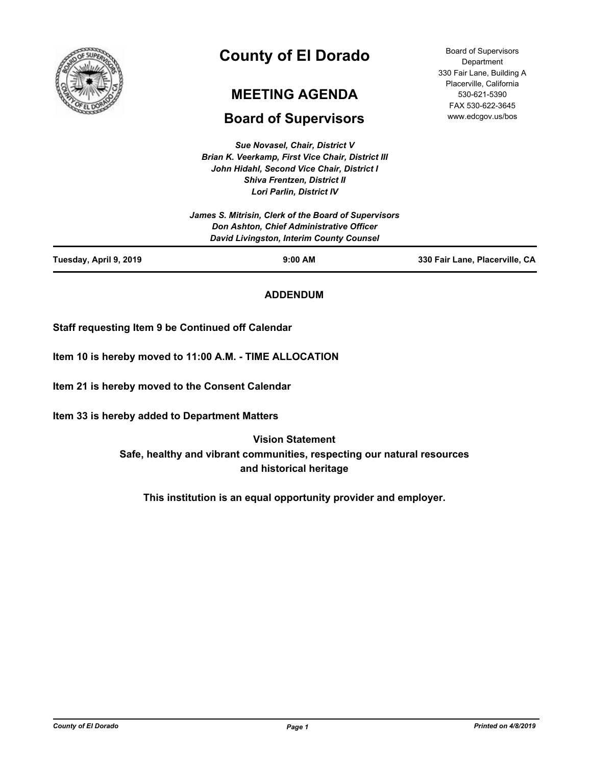# County of El Dorado

## MEETING AGENDA

## Board of Supervisors

Board of Supervisors
Department
330 Fair Lane, Building A
Placerville, California
530-621-5390
FAX 530-622-3645
www.edcgov.us/bos

*Sue Novasel, Chair, District V*
*Brian K. Veerkamp, First Vice Chair, District III*
*John Hidahl, Second Vice Chair, District I*
*Shiva Frentzen, District II*
*Lori Parlin, District IV*

*James S. Mitrisin, Clerk of the Board of Supervisors*
*Don Ashton, Chief Administrative Officer*
*David Livingston, Interim County Counsel*

**Tuesday, April 9, 2019** | **9:00 AM** | **330 Fair Lane, Placerville, CA**

**ADDENDUM**

**Staff requesting Item 9 be Continued off Calendar**

**Item 10 is hereby moved to 11:00 A.M. - TIME ALLOCATION**

**Item 21 is hereby moved to the Consent Calendar**

**Item 33 is hereby added to Department Matters**

**Vision Statement**
**Safe, healthy and vibrant communities, respecting our natural resources and historical heritage**

**This institution is an equal opportunity provider and employer.**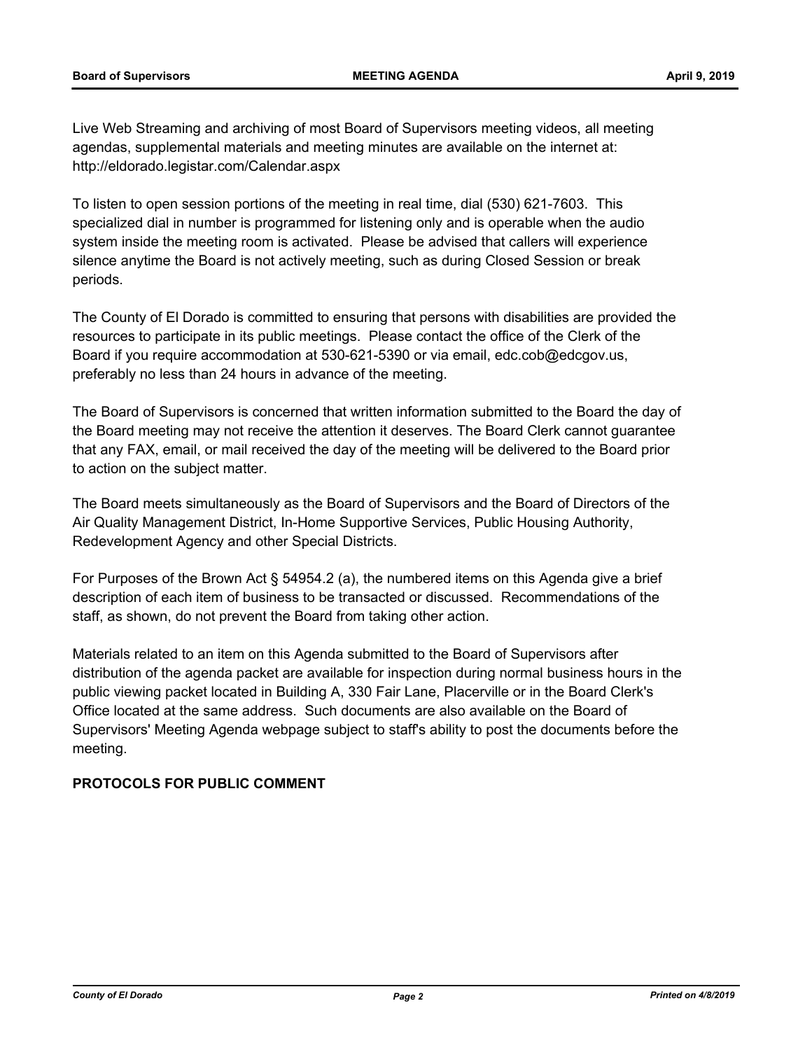Live Web Streaming and archiving of most Board of Supervisors meeting videos, all meeting agendas, supplemental materials and meeting minutes are available on the internet at: http://eldorado.legistar.com/Calendar.aspx

To listen to open session portions of the meeting in real time, dial (530) 621-7603. This specialized dial in number is programmed for listening only and is operable when the audio system inside the meeting room is activated. Please be advised that callers will experience silence anytime the Board is not actively meeting, such as during Closed Session or break periods.

The County of El Dorado is committed to ensuring that persons with disabilities are provided the resources to participate in its public meetings. Please contact the office of the Clerk of the Board if you require accommodation at 530-621-5390 or via email, edc.cob@edcgov.us, preferably no less than 24 hours in advance of the meeting.

The Board of Supervisors is concerned that written information submitted to the Board the day of the Board meeting may not receive the attention it deserves. The Board Clerk cannot guarantee that any FAX, email, or mail received the day of the meeting will be delivered to the Board prior to action on the subject matter.

The Board meets simultaneously as the Board of Supervisors and the Board of Directors of the Air Quality Management District, In-Home Supportive Services, Public Housing Authority, Redevelopment Agency and other Special Districts.

For Purposes of the Brown Act § 54954.2 (a), the numbered items on this Agenda give a brief description of each item of business to be transacted or discussed. Recommendations of the staff, as shown, do not prevent the Board from taking other action.

Materials related to an item on this Agenda submitted to the Board of Supervisors after distribution of the agenda packet are available for inspection during normal business hours in the public viewing packet located in Building A, 330 Fair Lane, Placerville or in the Board Clerk's Office located at the same address. Such documents are also available on the Board of Supervisors' Meeting Agenda webpage subject to staff's ability to post the documents before the meeting.

**PROTOCOLS FOR PUBLIC COMMENT**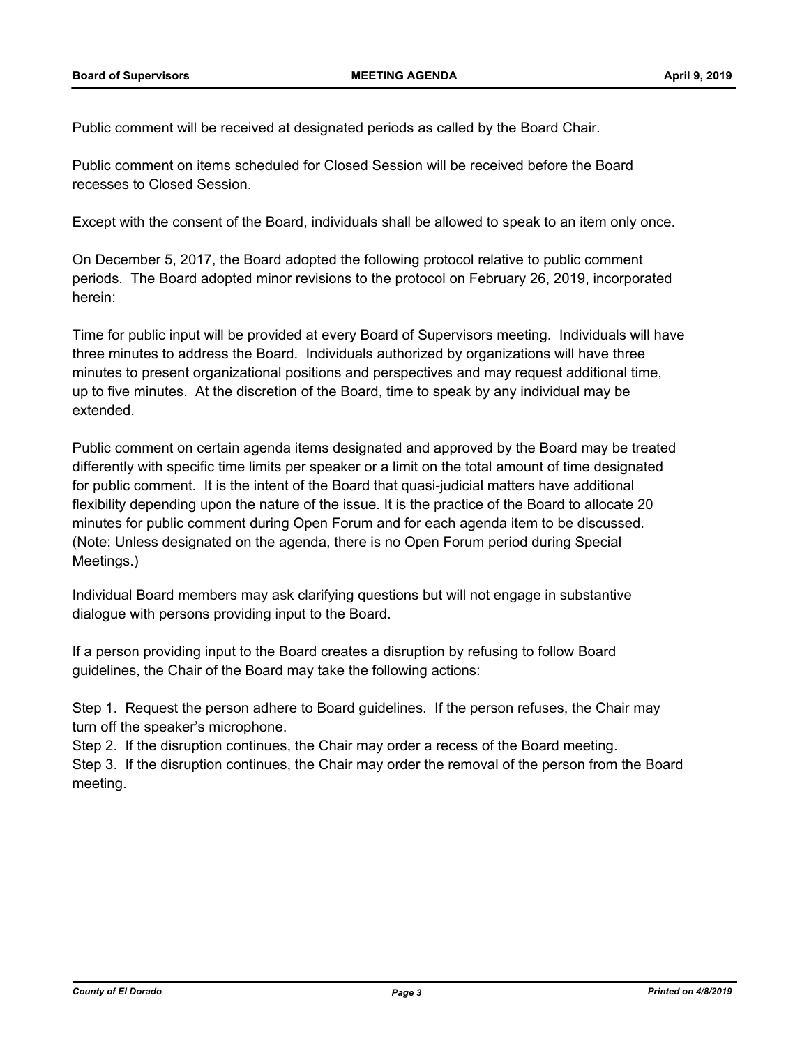Public comment will be received at designated periods as called by the Board Chair.

Public comment on items scheduled for Closed Session will be received before the Board recesses to Closed Session.

Except with the consent of the Board, individuals shall be allowed to speak to an item only once.

On December 5, 2017, the Board adopted the following protocol relative to public comment periods. The Board adopted minor revisions to the protocol on February 26, 2019, incorporated herein:

Time for public input will be provided at every Board of Supervisors meeting. Individuals will have three minutes to address the Board. Individuals authorized by organizations will have three minutes to present organizational positions and perspectives and may request additional time, up to five minutes. At the discretion of the Board, time to speak by any individual may be extended.

Public comment on certain agenda items designated and approved by the Board may be treated differently with specific time limits per speaker or a limit on the total amount of time designated for public comment. It is the intent of the Board that quasi-judicial matters have additional flexibility depending upon the nature of the issue. It is the practice of the Board to allocate 20 minutes for public comment during Open Forum and for each agenda item to be discussed. (Note: Unless designated on the agenda, there is no Open Forum period during Special Meetings.)

Individual Board members may ask clarifying questions but will not engage in substantive dialogue with persons providing input to the Board.

If a person providing input to the Board creates a disruption by refusing to follow Board guidelines, the Chair of the Board may take the following actions:

Step 1. Request the person adhere to Board guidelines. If the person refuses, the Chair may turn off the speaker's microphone.
Step 2. If the disruption continues, the Chair may order a recess of the Board meeting.
Step 3. If the disruption continues, the Chair may order the removal of the person from the Board meeting.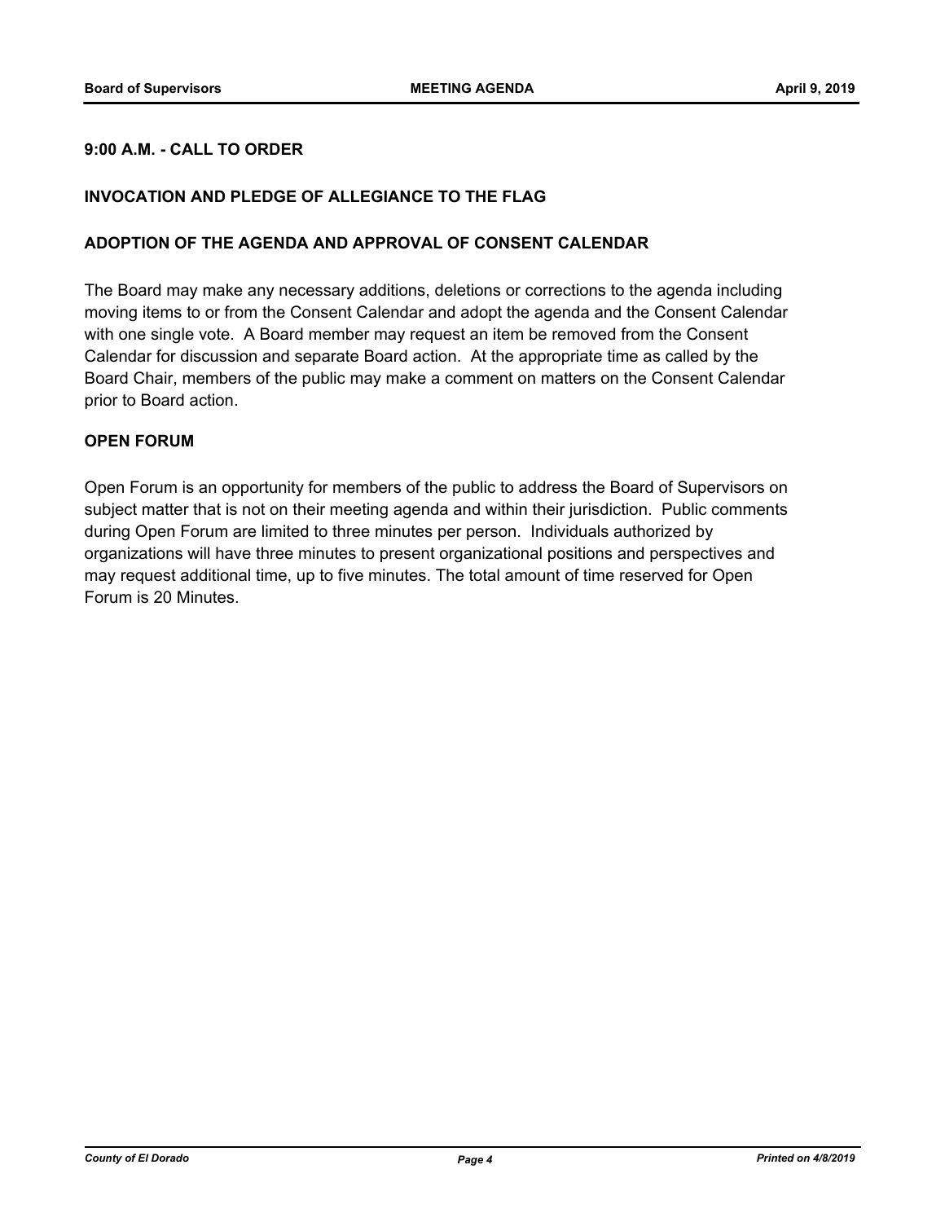**9:00 A.M. - CALL TO ORDER**

**INVOCATION AND PLEDGE OF ALLEGIANCE TO THE FLAG**

**ADOPTION OF THE AGENDA AND APPROVAL OF CONSENT CALENDAR**

The Board may make any necessary additions, deletions or corrections to the agenda including moving items to or from the Consent Calendar and adopt the agenda and the Consent Calendar with one single vote. A Board member may request an item be removed from the Consent Calendar for discussion and separate Board action. At the appropriate time as called by the Board Chair, members of the public may make a comment on matters on the Consent Calendar prior to Board action.

**OPEN FORUM**

Open Forum is an opportunity for members of the public to address the Board of Supervisors on subject matter that is not on their meeting agenda and within their jurisdiction. Public comments during Open Forum are limited to three minutes per person. Individuals authorized by organizations will have three minutes to present organizational positions and perspectives and may request additional time, up to five minutes. The total amount of time reserved for Open Forum is 20 Minutes.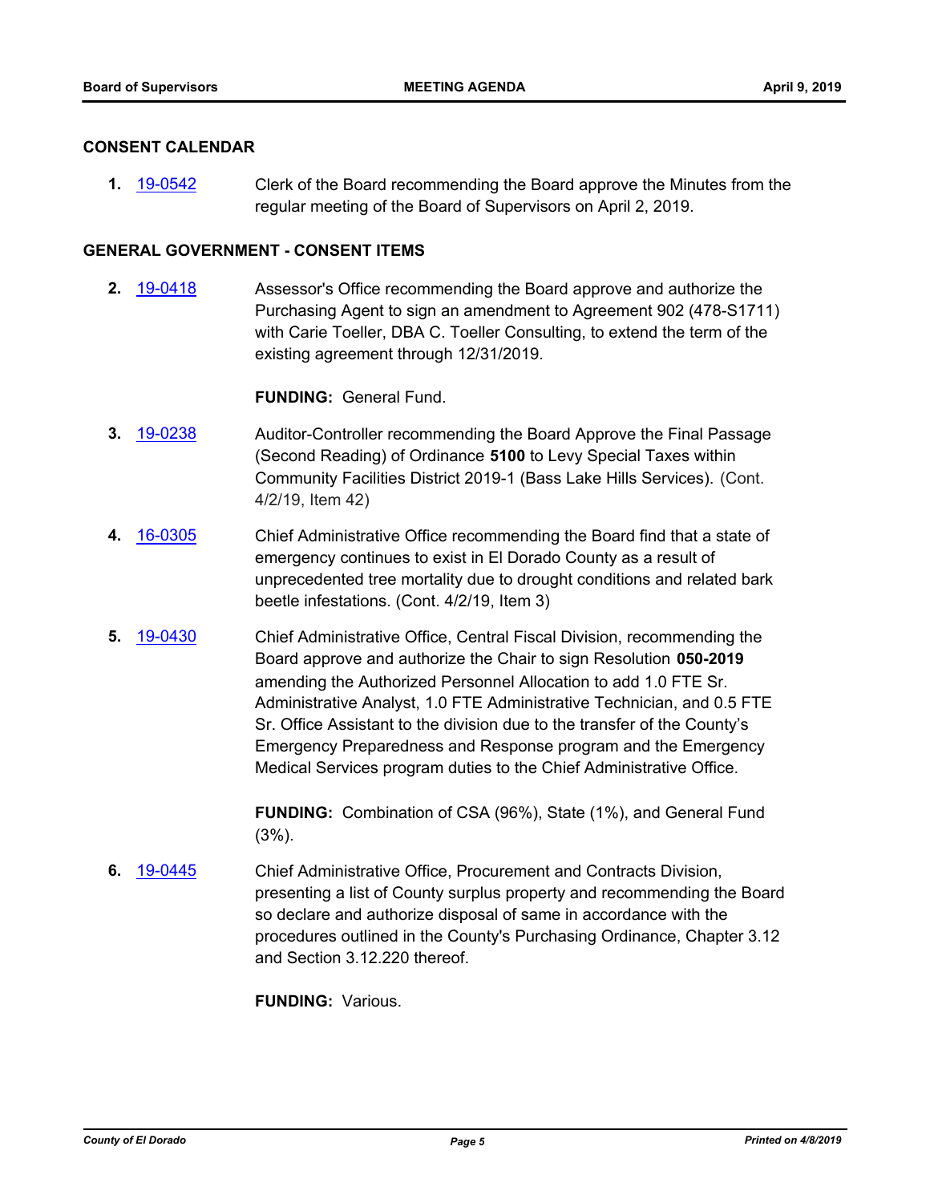## CONSENT CALENDAR

**1.** 19-0542 Clerk of the Board recommending the Board approve the Minutes from the regular meeting of the Board of Supervisors on April 2, 2019.

## GENERAL GOVERNMENT - CONSENT ITEMS

**2.** 19-0418 Assessor's Office recommending the Board approve and authorize the Purchasing Agent to sign an amendment to Agreement 902 (478-S1711) with Carie Toeller, DBA C. Toeller Consulting, to extend the term of the existing agreement through 12/31/2019.

**FUNDING:** General Fund.

**3.** 19-0238 Auditor-Controller recommending the Board Approve the Final Passage (Second Reading) of Ordinance **5100** to Levy Special Taxes within Community Facilities District 2019-1 (Bass Lake Hills Services). (Cont. 4/2/19, Item 42)

**4.** 16-0305 Chief Administrative Office recommending the Board find that a state of emergency continues to exist in El Dorado County as a result of unprecedented tree mortality due to drought conditions and related bark beetle infestations. (Cont. 4/2/19, Item 3)

**5.** 19-0430 Chief Administrative Office, Central Fiscal Division, recommending the Board approve and authorize the Chair to sign Resolution **050-2019** amending the Authorized Personnel Allocation to add 1.0 FTE Sr. Administrative Analyst, 1.0 FTE Administrative Technician, and 0.5 FTE Sr. Office Assistant to the division due to the transfer of the County's Emergency Preparedness and Response program and the Emergency Medical Services program duties to the Chief Administrative Office.

**FUNDING:** Combination of CSA (96%), State (1%), and General Fund (3%).

**6.** 19-0445 Chief Administrative Office, Procurement and Contracts Division, presenting a list of County surplus property and recommending the Board so declare and authorize disposal of same in accordance with the procedures outlined in the County's Purchasing Ordinance, Chapter 3.12 and Section 3.12.220 thereof.

**FUNDING:** Various.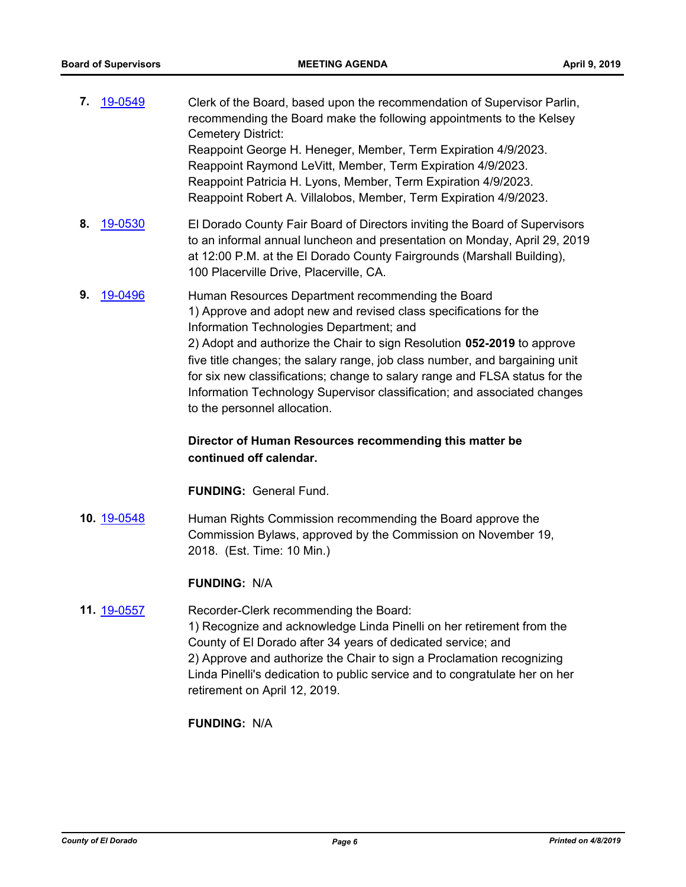**7.** 19-0549

Clerk of the Board, based upon the recommendation of Supervisor Parlin, recommending the Board make the following appointments to the Kelsey Cemetery District:
Reappoint George H. Heneger, Member, Term Expiration 4/9/2023.
Reappoint Raymond LeVitt, Member, Term Expiration 4/9/2023.
Reappoint Patricia H. Lyons, Member, Term Expiration 4/9/2023.
Reappoint Robert A. Villalobos, Member, Term Expiration 4/9/2023.

**8.** 19-0530

El Dorado County Fair Board of Directors inviting the Board of Supervisors to an informal annual luncheon and presentation on Monday, April 29, 2019 at 12:00 P.M. at the El Dorado County Fairgrounds (Marshall Building), 100 Placerville Drive, Placerville, CA.

**9.** 19-0496

Human Resources Department recommending the Board
1) Approve and adopt new and revised class specifications for the Information Technologies Department; and
2) Adopt and authorize the Chair to sign Resolution **052-2019** to approve five title changes; the salary range, job class number, and bargaining unit for six new classifications; change to salary range and FLSA status for the Information Technology Supervisor classification; and associated changes to the personnel allocation.

**Director of Human Resources recommending this matter be continued off calendar.**

**FUNDING:** General Fund.

**10.** 19-0548

Human Rights Commission recommending the Board approve the Commission Bylaws, approved by the Commission on November 19, 2018. (Est. Time: 10 Min.)

**FUNDING:** N/A

**11.** 19-0557

Recorder-Clerk recommending the Board:
1) Recognize and acknowledge Linda Pinelli on her retirement from the County of El Dorado after 34 years of dedicated service; and
2) Approve and authorize the Chair to sign a Proclamation recognizing Linda Pinelli's dedication to public service and to congratulate her on her retirement on April 12, 2019.

**FUNDING:** N/A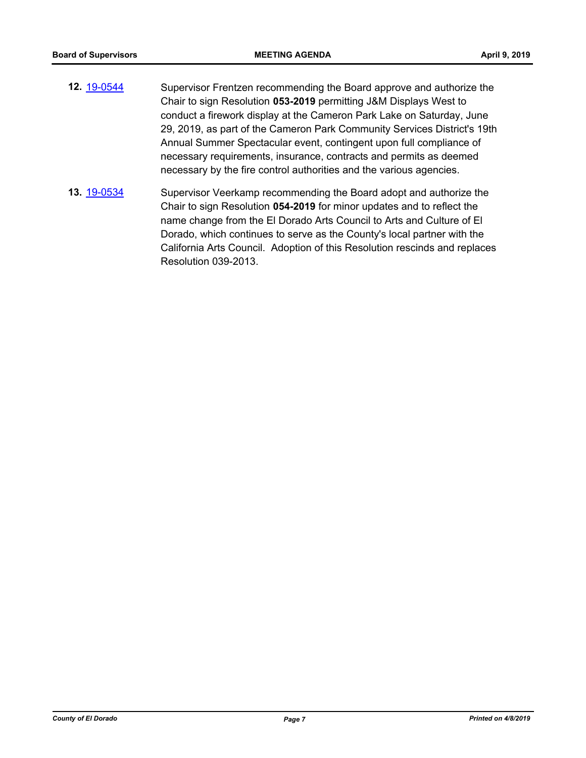**12.** 19-0544 Supervisor Frentzen recommending the Board approve and authorize the Chair to sign Resolution **053-2019** permitting J&M Displays West to conduct a firework display at the Cameron Park Lake on Saturday, June 29, 2019, as part of the Cameron Park Community Services District's 19th Annual Summer Spectacular event, contingent upon full compliance of necessary requirements, insurance, contracts and permits as deemed necessary by the fire control authorities and the various agencies.

**13.** 19-0534 Supervisor Veerkamp recommending the Board adopt and authorize the Chair to sign Resolution **054-2019** for minor updates and to reflect the name change from the El Dorado Arts Council to Arts and Culture of El Dorado, which continues to serve as the County's local partner with the California Arts Council. Adoption of this Resolution rescinds and replaces Resolution 039-2013.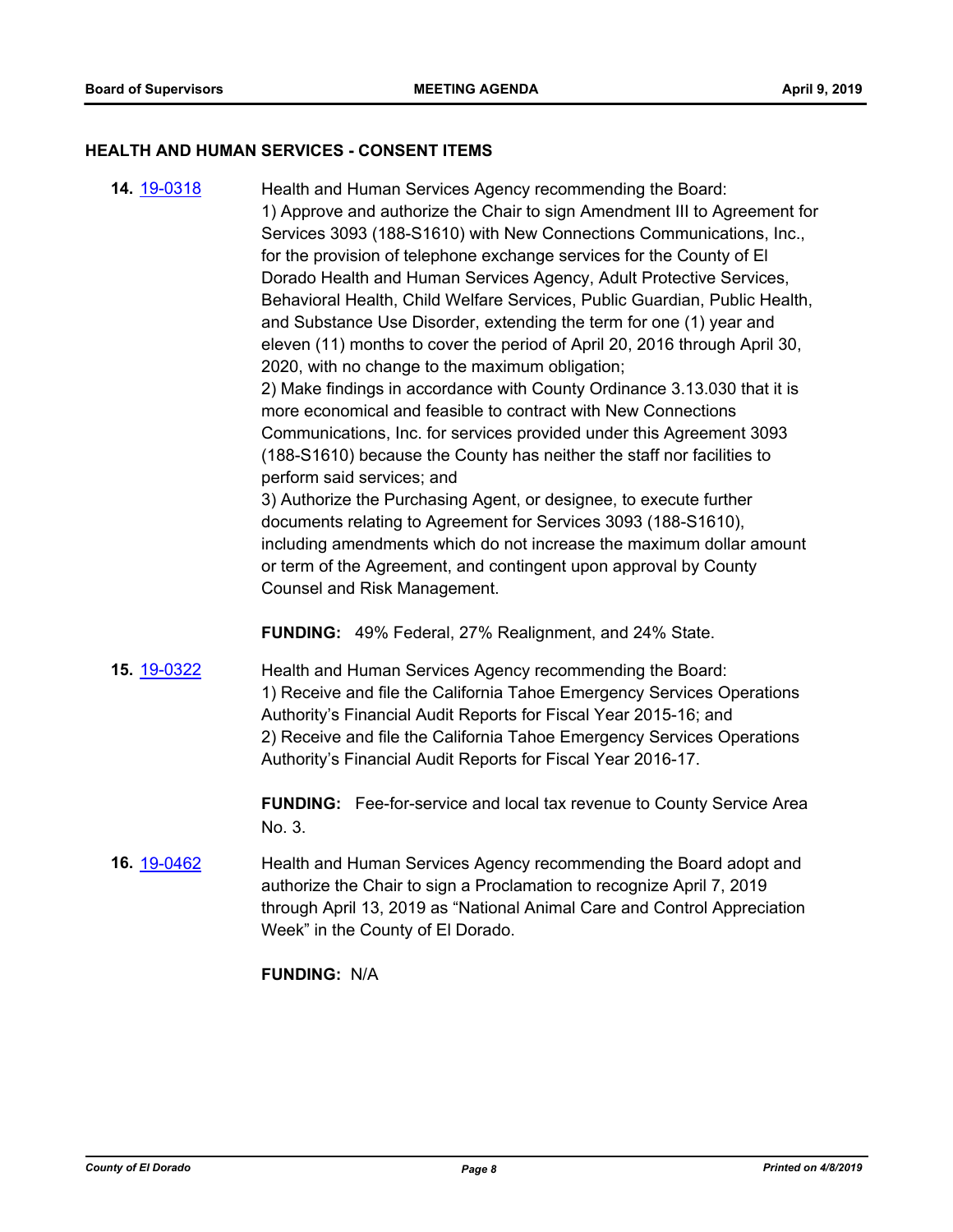## HEALTH AND HUMAN SERVICES - CONSENT ITEMS

**14.** 19-0318

Health and Human Services Agency recommending the Board:
1) Approve and authorize the Chair to sign Amendment III to Agreement for Services 3093 (188-S1610) with New Connections Communications, Inc., for the provision of telephone exchange services for the County of El Dorado Health and Human Services Agency, Adult Protective Services, Behavioral Health, Child Welfare Services, Public Guardian, Public Health, and Substance Use Disorder, extending the term for one (1) year and eleven (11) months to cover the period of April 20, 2016 through April 30, 2020, with no change to the maximum obligation;
2) Make findings in accordance with County Ordinance 3.13.030 that it is more economical and feasible to contract with New Connections Communications, Inc. for services provided under this Agreement 3093 (188-S1610) because the County has neither the staff nor facilities to perform said services; and
3) Authorize the Purchasing Agent, or designee, to execute further documents relating to Agreement for Services 3093 (188-S1610), including amendments which do not increase the maximum dollar amount or term of the Agreement, and contingent upon approval by County Counsel and Risk Management.

**FUNDING:** 49% Federal, 27% Realignment, and 24% State.

**15.** 19-0322

Health and Human Services Agency recommending the Board:
1) Receive and file the California Tahoe Emergency Services Operations Authority's Financial Audit Reports for Fiscal Year 2015-16; and
2) Receive and file the California Tahoe Emergency Services Operations Authority's Financial Audit Reports for Fiscal Year 2016-17.

**FUNDING:** Fee-for-service and local tax revenue to County Service Area No. 3.

**16.** 19-0462

Health and Human Services Agency recommending the Board adopt and authorize the Chair to sign a Proclamation to recognize April 7, 2019 through April 13, 2019 as "National Animal Care and Control Appreciation Week" in the County of El Dorado.

**FUNDING:** N/A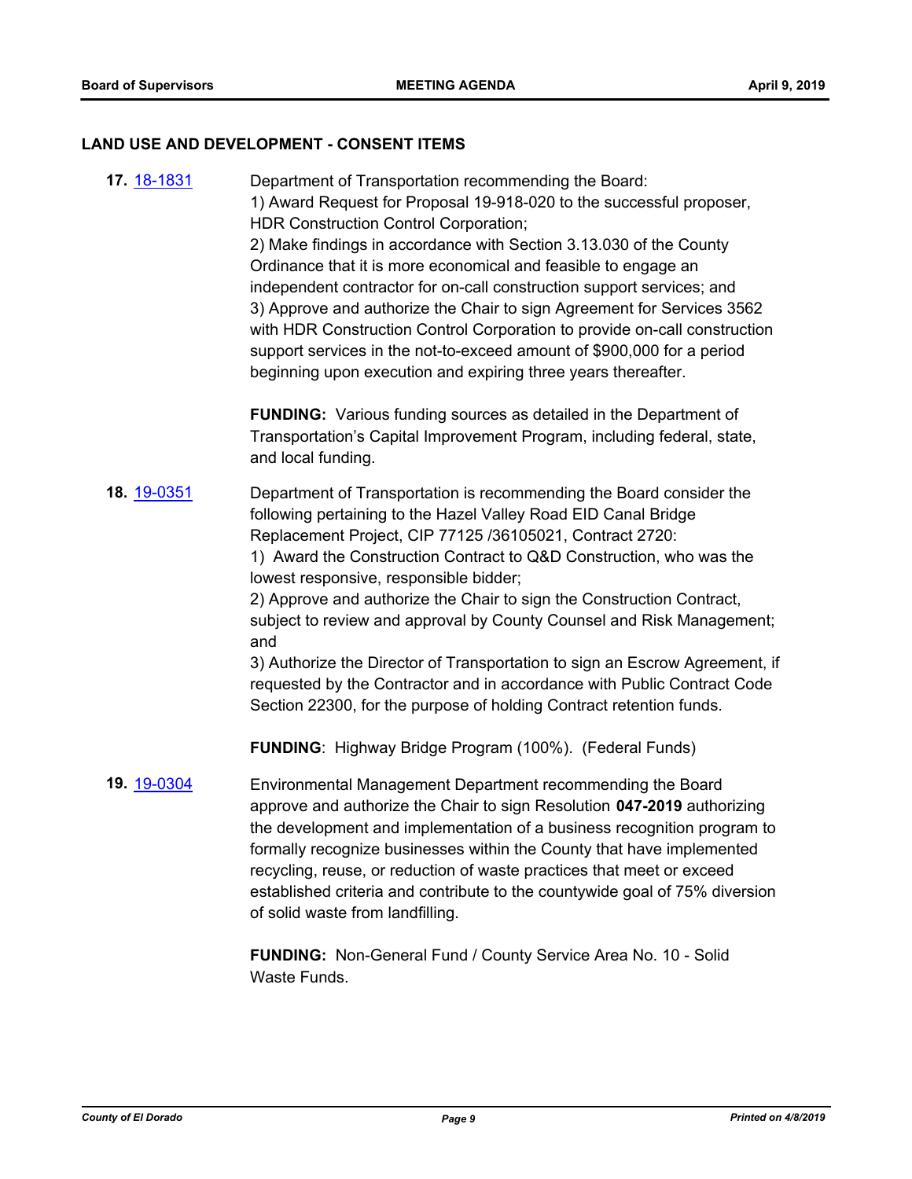## LAND USE AND DEVELOPMENT - CONSENT ITEMS

**17.** 18-1831

Department of Transportation recommending the Board:
1) Award Request for Proposal 19-918-020 to the successful proposer, HDR Construction Control Corporation;
2) Make findings in accordance with Section 3.13.030 of the County Ordinance that it is more economical and feasible to engage an independent contractor for on-call construction support services; and
3) Approve and authorize the Chair to sign Agreement for Services 3562 with HDR Construction Control Corporation to provide on-call construction support services in the not-to-exceed amount of $900,000 for a period beginning upon execution and expiring three years thereafter.

**FUNDING:** Various funding sources as detailed in the Department of Transportation's Capital Improvement Program, including federal, state, and local funding.

**18.** 19-0351

Department of Transportation is recommending the Board consider the following pertaining to the Hazel Valley Road EID Canal Bridge Replacement Project, CIP 77125 /36105021, Contract 2720:
1) Award the Construction Contract to Q&D Construction, who was the lowest responsive, responsible bidder;
2) Approve and authorize the Chair to sign the Construction Contract, subject to review and approval by County Counsel and Risk Management; and
3) Authorize the Director of Transportation to sign an Escrow Agreement, if requested by the Contractor and in accordance with Public Contract Code Section 22300, for the purpose of holding Contract retention funds.

**FUNDING**: Highway Bridge Program (100%). (Federal Funds)

**19.** 19-0304

Environmental Management Department recommending the Board approve and authorize the Chair to sign Resolution **047-2019** authorizing the development and implementation of a business recognition program to formally recognize businesses within the County that have implemented recycling, reuse, or reduction of waste practices that meet or exceed established criteria and contribute to the countywide goal of 75% diversion of solid waste from landfilling.

**FUNDING:** Non-General Fund / County Service Area No. 10 - Solid Waste Funds.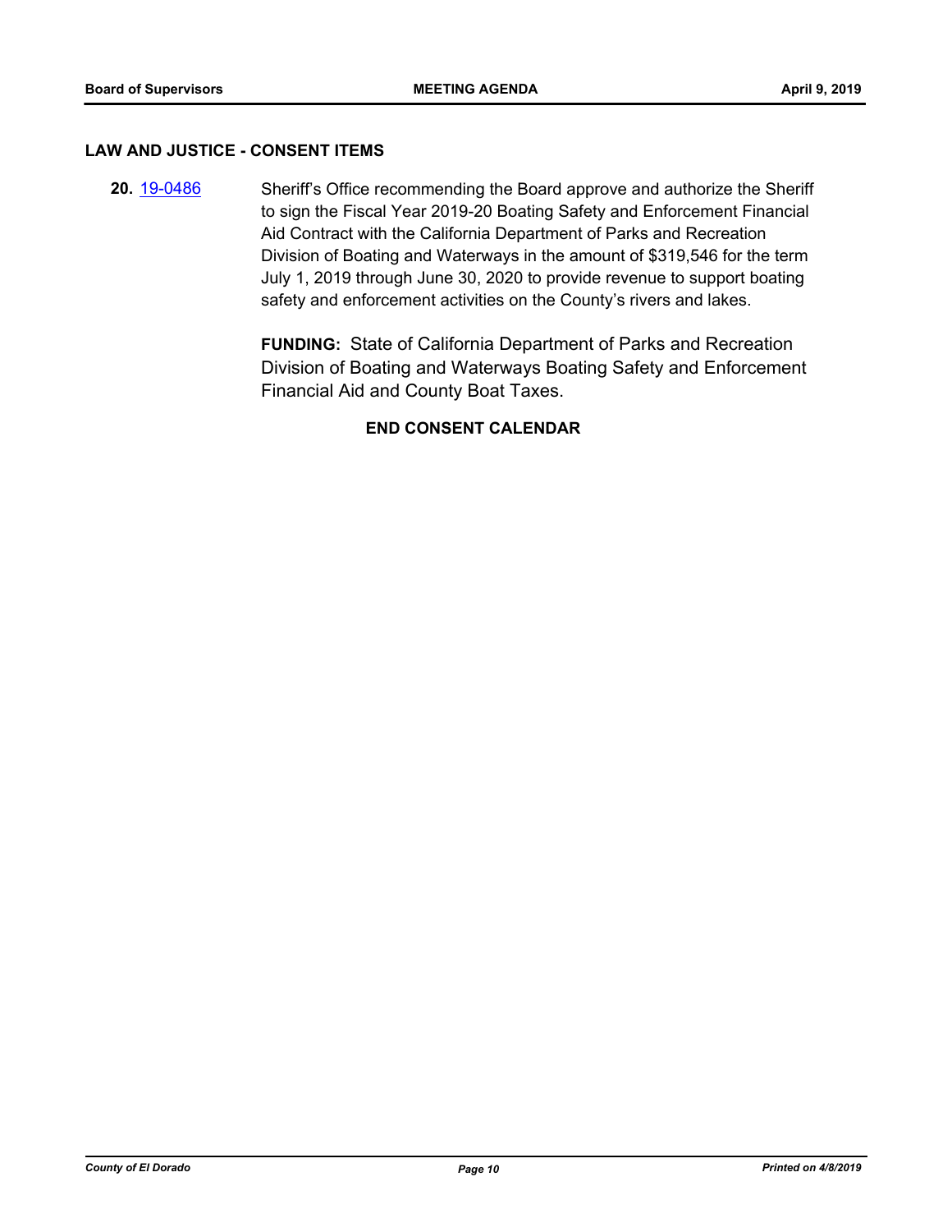## LAW AND JUSTICE - CONSENT ITEMS

**20.** 19-0486 Sheriff's Office recommending the Board approve and authorize the Sheriff to sign the Fiscal Year 2019-20 Boating Safety and Enforcement Financial Aid Contract with the California Department of Parks and Recreation Division of Boating and Waterways in the amount of $319,546 for the term July 1, 2019 through June 30, 2020 to provide revenue to support boating safety and enforcement activities on the County's rivers and lakes.

**FUNDING:** State of California Department of Parks and Recreation Division of Boating and Waterways Boating Safety and Enforcement Financial Aid and County Boat Taxes.

**END CONSENT CALENDAR**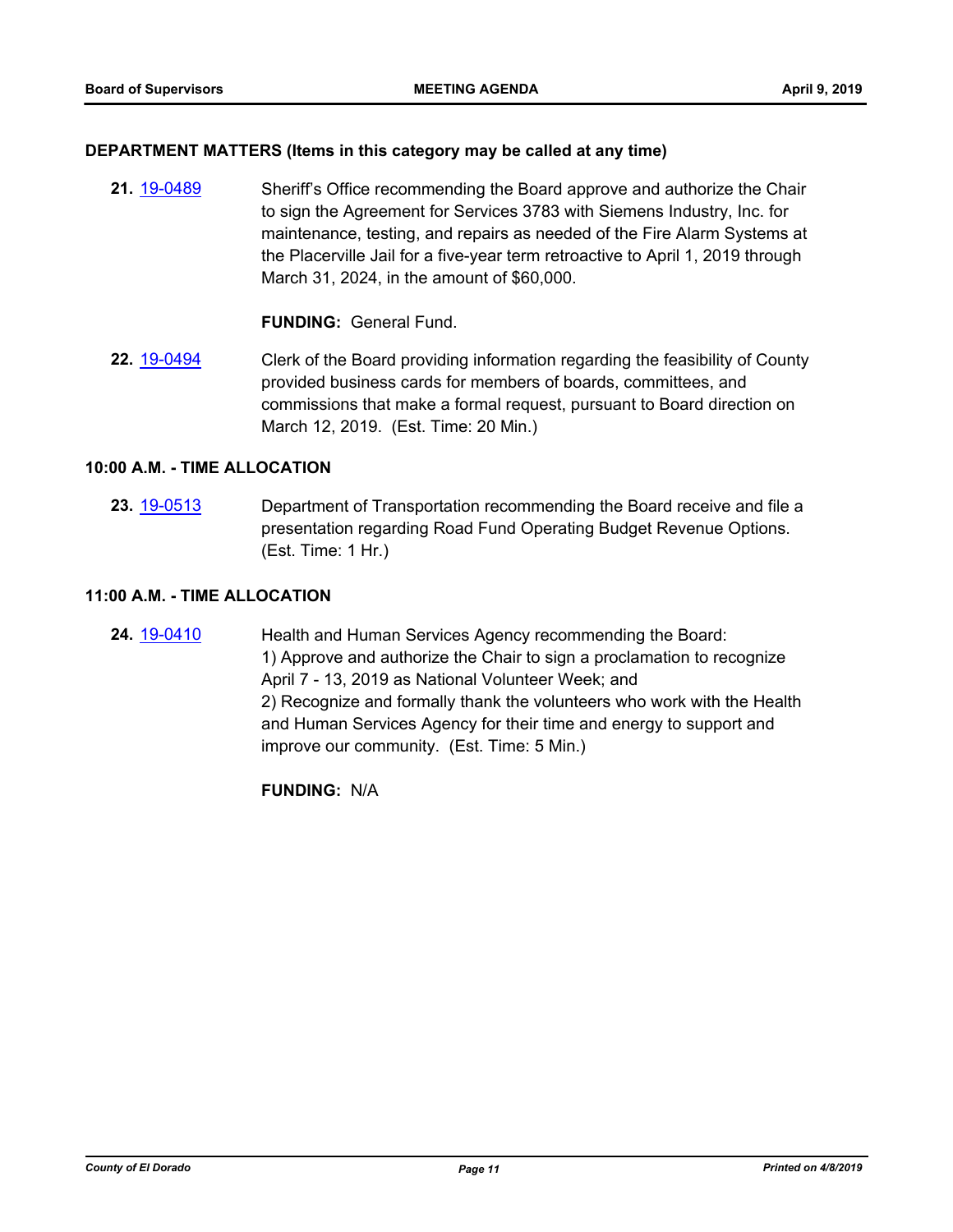## DEPARTMENT MATTERS (Items in this category may be called at any time)

**21.** 19-0489 Sheriff's Office recommending the Board approve and authorize the Chair to sign the Agreement for Services 3783 with Siemens Industry, Inc. for maintenance, testing, and repairs as needed of the Fire Alarm Systems at the Placerville Jail for a five-year term retroactive to April 1, 2019 through March 31, 2024, in the amount of $60,000.

**FUNDING:** General Fund.

**22.** 19-0494 Clerk of the Board providing information regarding the feasibility of County provided business cards for members of boards, committees, and commissions that make a formal request, pursuant to Board direction on March 12, 2019. (Est. Time: 20 Min.)

## 10:00 A.M. - TIME ALLOCATION

**23.** 19-0513 Department of Transportation recommending the Board receive and file a presentation regarding Road Fund Operating Budget Revenue Options. (Est. Time: 1 Hr.)

## 11:00 A.M. - TIME ALLOCATION

**24.** 19-0410 Health and Human Services Agency recommending the Board:
1) Approve and authorize the Chair to sign a proclamation to recognize April 7 - 13, 2019 as National Volunteer Week; and
2) Recognize and formally thank the volunteers who work with the Health and Human Services Agency for their time and energy to support and improve our community. (Est. Time: 5 Min.)

**FUNDING:** N/A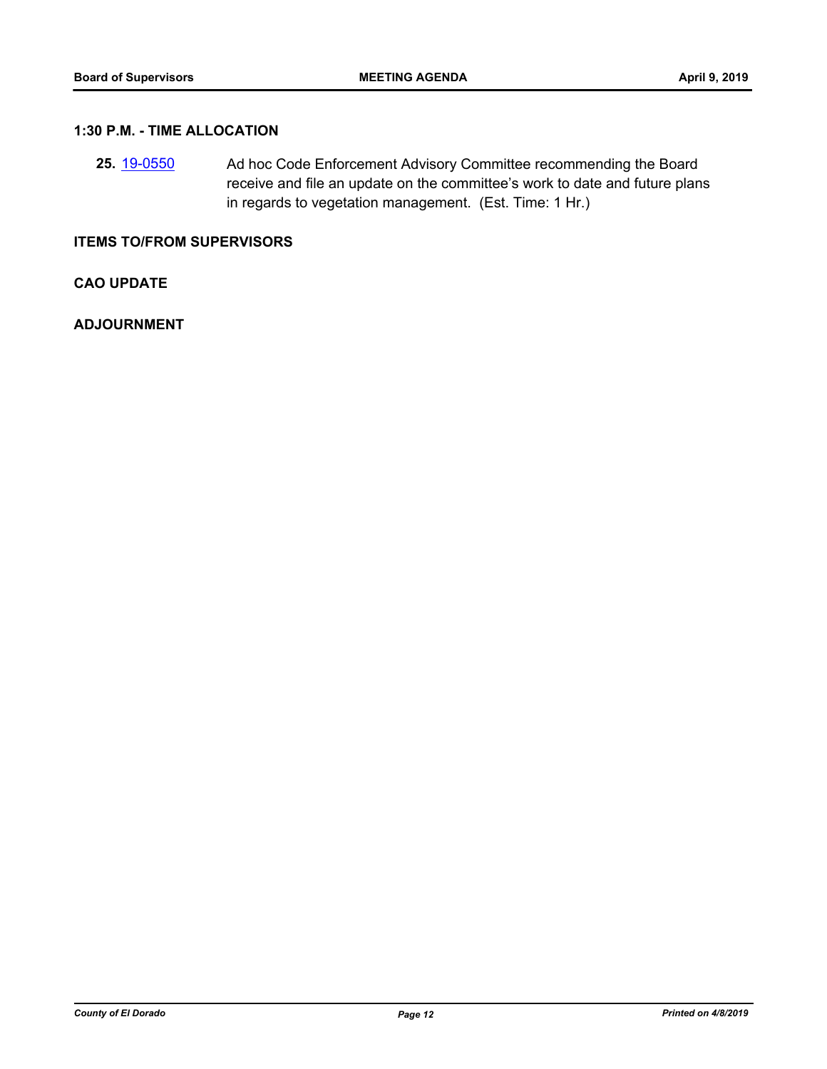## 1:30 P.M. - TIME ALLOCATION

**25.** [19-0550] Ad hoc Code Enforcement Advisory Committee recommending the Board receive and file an update on the committee's work to date and future plans in regards to vegetation management. (Est. Time: 1 Hr.)

## ITEMS TO/FROM SUPERVISORS

## CAO UPDATE

## ADJOURNMENT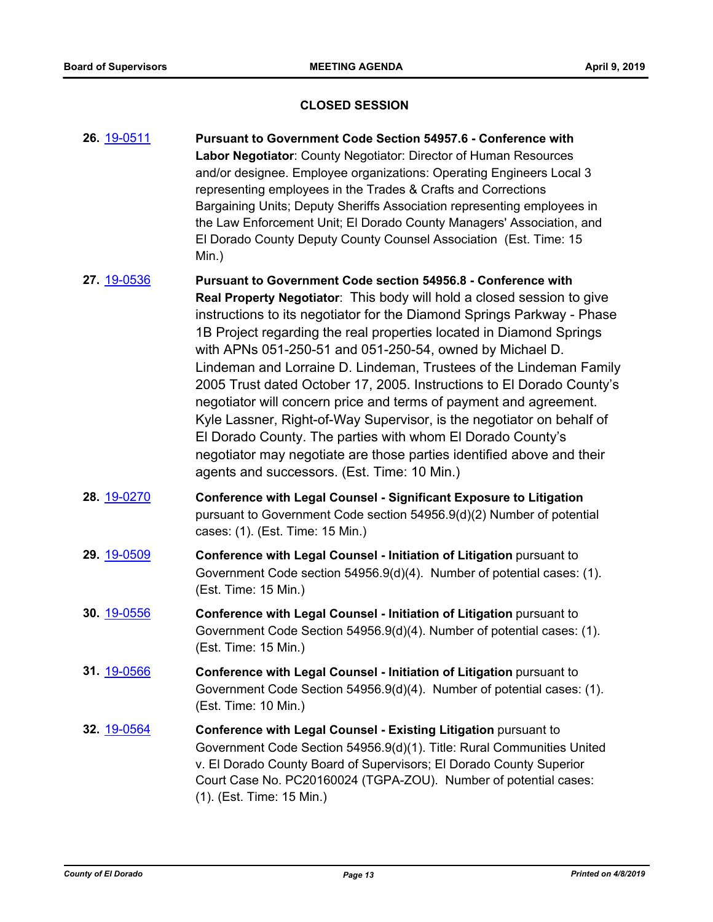## CLOSED SESSION

**26.** 19-0511 **Pursuant to Government Code Section 54957.6 - Conference with Labor Negotiator**: County Negotiator: Director of Human Resources and/or designee. Employee organizations: Operating Engineers Local 3 representing employees in the Trades & Crafts and Corrections Bargaining Units; Deputy Sheriffs Association representing employees in the Law Enforcement Unit; El Dorado County Managers' Association, and El Dorado County Deputy County Counsel Association (Est. Time: 15 Min.)

**27.** 19-0536 **Pursuant to Government Code section 54956.8 - Conference with Real Property Negotiator**: This body will hold a closed session to give instructions to its negotiator for the Diamond Springs Parkway - Phase 1B Project regarding the real properties located in Diamond Springs with APNs 051-250-51 and 051-250-54, owned by Michael D. Lindeman and Lorraine D. Lindeman, Trustees of the Lindeman Family 2005 Trust dated October 17, 2005. Instructions to El Dorado County's negotiator will concern price and terms of payment and agreement. Kyle Lassner, Right-of-Way Supervisor, is the negotiator on behalf of El Dorado County. The parties with whom El Dorado County's negotiator may negotiate are those parties identified above and their agents and successors. (Est. Time: 10 Min.)

**28.** 19-0270 **Conference with Legal Counsel - Significant Exposure to Litigation** pursuant to Government Code section 54956.9(d)(2) Number of potential cases: (1). (Est. Time: 15 Min.)

**29.** 19-0509 **Conference with Legal Counsel - Initiation of Litigation** pursuant to Government Code section 54956.9(d)(4). Number of potential cases: (1). (Est. Time: 15 Min.)

**30.** 19-0556 **Conference with Legal Counsel - Initiation of Litigation** pursuant to Government Code Section 54956.9(d)(4). Number of potential cases: (1). (Est. Time: 15 Min.)

**31.** 19-0566 **Conference with Legal Counsel - Initiation of Litigation** pursuant to Government Code Section 54956.9(d)(4). Number of potential cases: (1). (Est. Time: 10 Min.)

**32.** 19-0564 **Conference with Legal Counsel - Existing Litigation** pursuant to Government Code Section 54956.9(d)(1). Title: Rural Communities United v. El Dorado County Board of Supervisors; El Dorado County Superior Court Case No. PC20160024 (TGPA-ZOU). Number of potential cases: (1). (Est. Time: 15 Min.)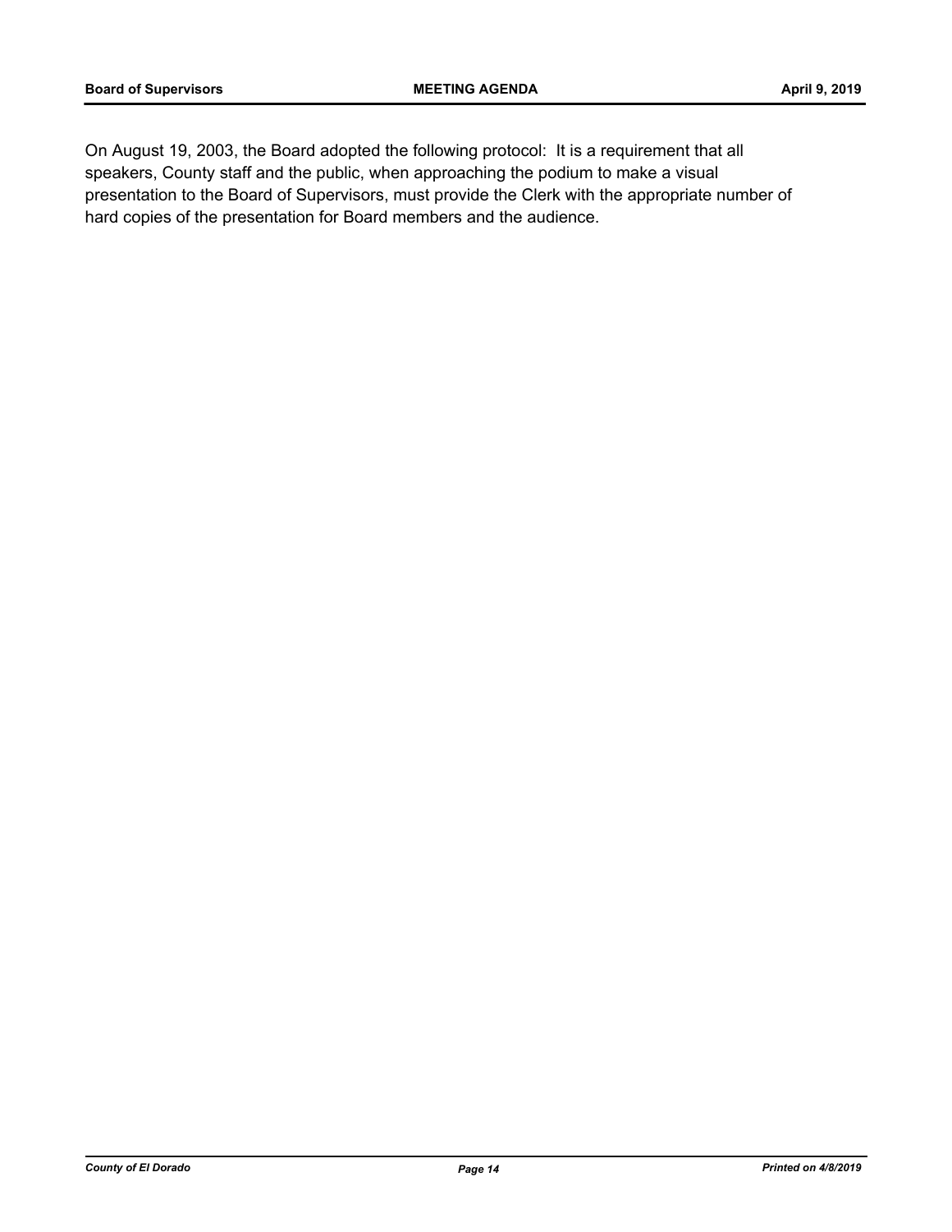On August 19, 2003, the Board adopted the following protocol: It is a requirement that all speakers, County staff and the public, when approaching the podium to make a visual presentation to the Board of Supervisors, must provide the Clerk with the appropriate number of hard copies of the presentation for Board members and the audience.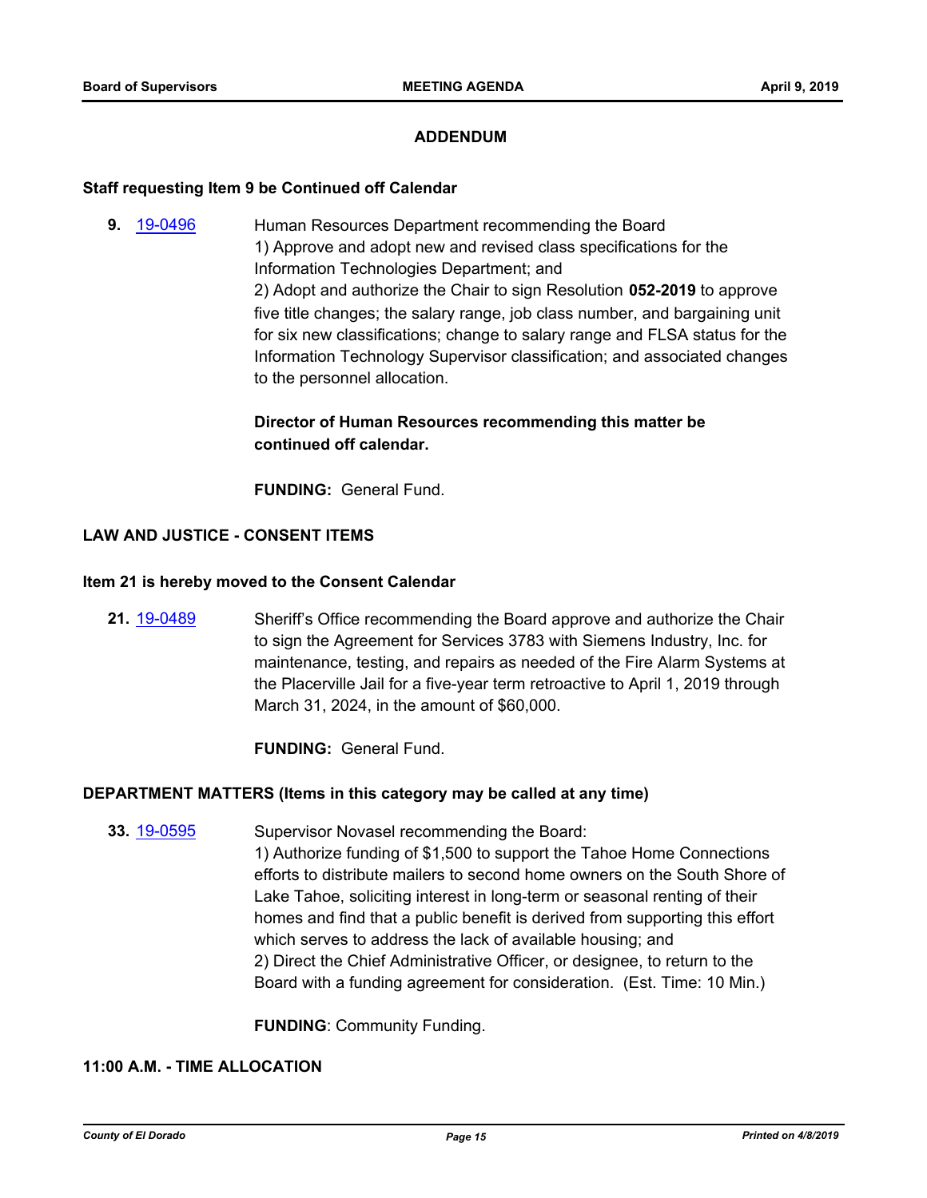## ADDENDUM

**Staff requesting Item 9 be Continued off Calendar**

**9.** 19-0496 Human Resources Department recommending the Board
1) Approve and adopt new and revised class specifications for the Information Technologies Department; and
2) Adopt and authorize the Chair to sign Resolution **052-2019** to approve five title changes; the salary range, job class number, and bargaining unit for six new classifications; change to salary range and FLSA status for the Information Technology Supervisor classification; and associated changes to the personnel allocation.

**Director of Human Resources recommending this matter be continued off calendar.**

**FUNDING:** General Fund.

**LAW AND JUSTICE - CONSENT ITEMS**

**Item 21 is hereby moved to the Consent Calendar**

**21.** 19-0489 Sheriff's Office recommending the Board approve and authorize the Chair to sign the Agreement for Services 3783 with Siemens Industry, Inc. for maintenance, testing, and repairs as needed of the Fire Alarm Systems at the Placerville Jail for a five-year term retroactive to April 1, 2019 through March 31, 2024, in the amount of $60,000.

**FUNDING:** General Fund.

**DEPARTMENT MATTERS (Items in this category may be called at any time)**

**33.** 19-0595 Supervisor Novasel recommending the Board:
1) Authorize funding of $1,500 to support the Tahoe Home Connections efforts to distribute mailers to second home owners on the South Shore of Lake Tahoe, soliciting interest in long-term or seasonal renting of their homes and find that a public benefit is derived from supporting this effort which serves to address the lack of available housing; and
2) Direct the Chief Administrative Officer, or designee, to return to the Board with a funding agreement for consideration. (Est. Time: 10 Min.)

**FUNDING**: Community Funding.

**11:00 A.M. - TIME ALLOCATION**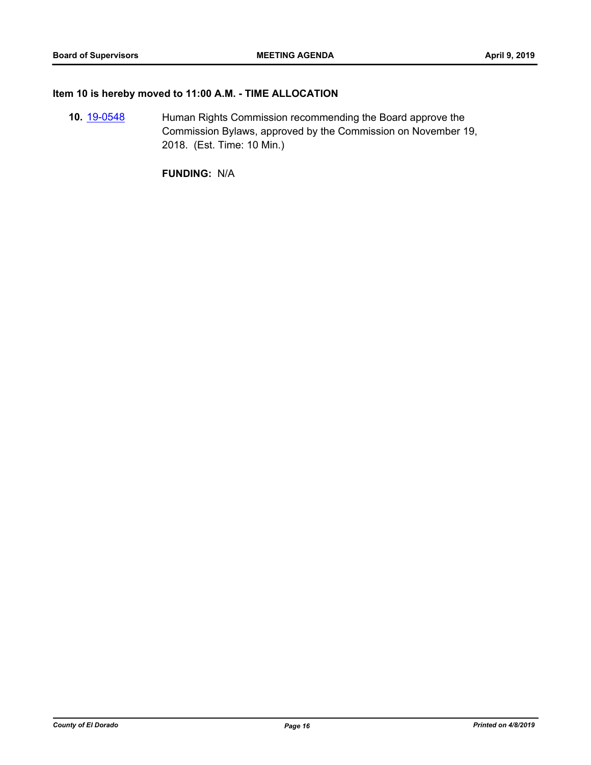**Item 10 is hereby moved to 11:00 A.M. - TIME ALLOCATION**

**10.** 19-0548 Human Rights Commission recommending the Board approve the Commission Bylaws, approved by the Commission on November 19, 2018. (Est. Time: 10 Min.)

**FUNDING:** N/A